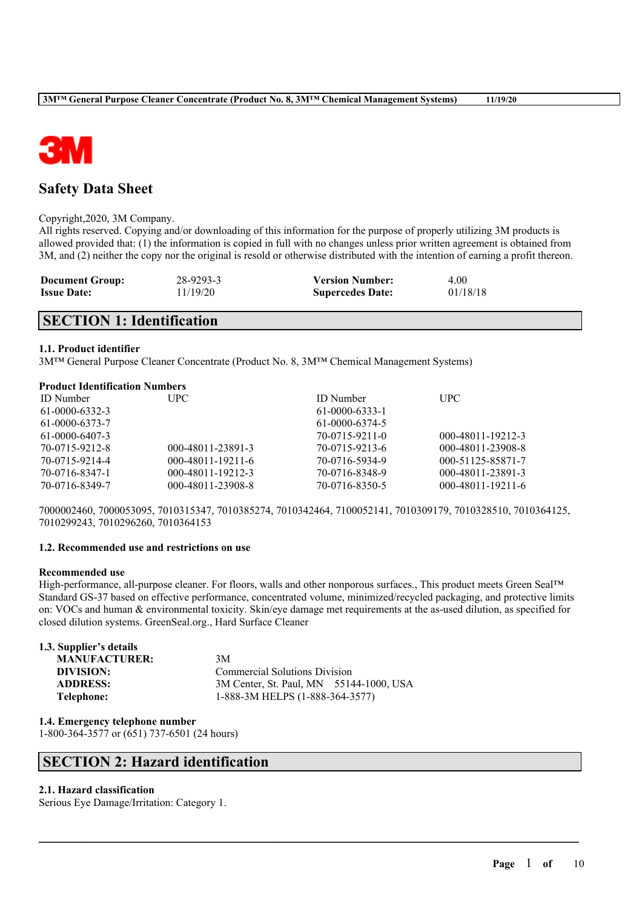# Safety Data Sheet

Copyright,2020, 3M Company.
All rights reserved. Copying and/or downloading of this information for the purpose of properly utilizing 3M products is allowed provided that: (1) the information is copied in full with no changes unless prior written agreement is obtained from 3M, and (2) neither the copy nor the original is resold or otherwise distributed with the intention of earning a profit thereon.

| | | | |
|---|---|---|---|
| **Document Group:** | 28-9293-3 | **Version Number:** | 4.00 |
| **Issue Date:** | 11/19/20 | **Supercedes Date:** | 01/18/18 |

## SECTION 1: Identification

### 1.1. Product identifier

3M™ General Purpose Cleaner Concentrate (Product No. 8, 3M™ Chemical Management Systems)

**Product Identification Numbers**

| ID Number | UPC | ID Number | UPC |
|---|---|---|---|
| 61-0000-6332-3 | | 61-0000-6333-1 | |
| 61-0000-6373-7 | | 61-0000-6374-5 | |
| 61-0000-6407-3 | | 70-0715-9211-0 | 000-48011-19212-3 |
| 70-0715-9212-8 | 000-48011-23891-3 | 70-0715-9213-6 | 000-48011-23908-8 |
| 70-0715-9214-4 | 000-48011-19211-6 | 70-0716-5934-9 | 000-51125-85871-7 |
| 70-0716-8347-1 | 000-48011-19212-3 | 70-0716-8348-9 | 000-48011-23891-3 |
| 70-0716-8349-7 | 000-48011-23908-8 | 70-0716-8350-5 | 000-48011-19211-6 |

7000002460, 7000053095, 7010315347, 7010385274, 7010342464, 7100052141, 7010309179, 7010328510, 7010364125, 7010299243, 7010296260, 7010364153

### 1.2. Recommended use and restrictions on use

**Recommended use**

High-performance, all-purpose cleaner. For floors, walls and other nonporous surfaces., This product meets Green Seal™ Standard GS-37 based on effective performance, concentrated volume, minimized/recycled packaging, and protective limits on: VOCs and human & environmental toxicity. Skin/eye damage met requirements at the as-used dilution, as specified for closed dilution systems. GreenSeal.org., Hard Surface Cleaner

### 1.3. Supplier's details

| | |
|---|---|
| **MANUFACTURER:** | 3M |
| **DIVISION:** | Commercial Solutions Division |
| **ADDRESS:** | 3M Center, St. Paul, MN 55144-1000, USA |
| **Telephone:** | 1-888-3M HELPS (1-888-364-3577) |

### 1.4. Emergency telephone number

1-800-364-3577 or (651) 737-6501 (24 hours)

## SECTION 2: Hazard identification

### 2.1. Hazard classification

Serious Eye Damage/Irritation: Category 1.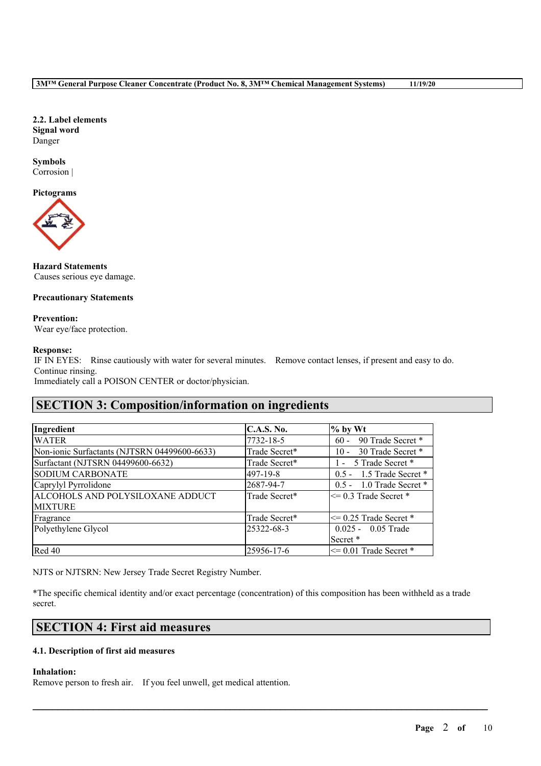**2.2. Label elements**
**Signal word**
Danger

**Symbols**
Corrosion |

**Pictograms**

**Hazard Statements**
Causes serious eye damage.

**Precautionary Statements**

**Prevention:**
Wear eye/face protection.

**Response:**
IF IN EYES: Rinse cautiously with water for several minutes. Remove contact lenses, if present and easy to do. Continue rinsing.
Immediately call a POISON CENTER or doctor/physician.

## SECTION 3: Composition/information on ingredients

| Ingredient | C.A.S. No. | % by Wt |
|---|---|---|
| WATER | 7732-18-5 | 60 - 90 Trade Secret * |
| Non-ionic Surfactants (NJTSRN 04499600-6633) | Trade Secret* | 10 - 30 Trade Secret * |
| Surfactant (NJTSRN 04499600-6632) | Trade Secret* | 1 - 5 Trade Secret * |
| SODIUM CARBONATE | 497-19-8 | 0.5 - 1.5 Trade Secret * |
| Caprylyl Pyrrolidone | 2687-94-7 | 0.5 - 1.0 Trade Secret * |
| ALCOHOLS AND POLYSILOXANE ADDUCT MIXTURE | Trade Secret* | <= 0.3 Trade Secret * |
| Fragrance | Trade Secret* | <= 0.25 Trade Secret * |
| Polyethylene Glycol | 25322-68-3 | 0.025 - 0.05 Trade Secret * |
| Red 40 | 25956-17-6 | <= 0.01 Trade Secret * |

NJTS or NJTSRN: New Jersey Trade Secret Registry Number.

*The specific chemical identity and/or exact percentage (concentration) of this composition has been withheld as a trade secret.

## SECTION 4: First aid measures

**4.1. Description of first aid measures**

**Inhalation:**
Remove person to fresh air. If you feel unwell, get medical attention.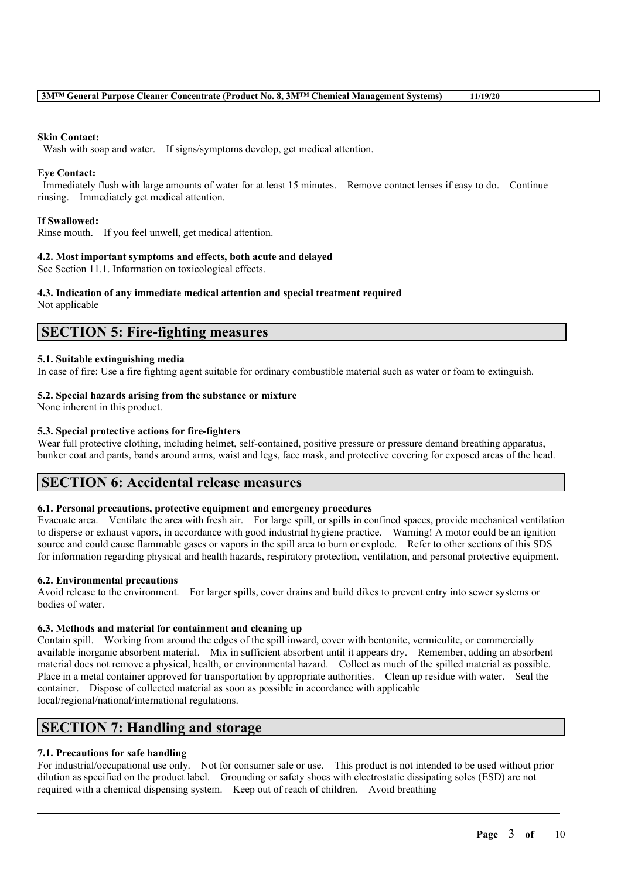**Skin Contact:**
Wash with soap and water. If signs/symptoms develop, get medical attention.

**Eye Contact:**
Immediately flush with large amounts of water for at least 15 minutes. Remove contact lenses if easy to do. Continue rinsing. Immediately get medical attention.

**If Swallowed:**
Rinse mouth. If you feel unwell, get medical attention.

**4.2. Most important symptoms and effects, both acute and delayed**
See Section 11.1. Information on toxicological effects.

**4.3. Indication of any immediate medical attention and special treatment required**
Not applicable

## SECTION 5: Fire-fighting measures

**5.1. Suitable extinguishing media**
In case of fire: Use a fire fighting agent suitable for ordinary combustible material such as water or foam to extinguish.

**5.2. Special hazards arising from the substance or mixture**
None inherent in this product.

**5.3. Special protective actions for fire-fighters**
Wear full protective clothing, including helmet, self-contained, positive pressure or pressure demand breathing apparatus, bunker coat and pants, bands around arms, waist and legs, face mask, and protective covering for exposed areas of the head.

## SECTION 6: Accidental release measures

**6.1. Personal precautions, protective equipment and emergency procedures**
Evacuate area. Ventilate the area with fresh air. For large spill, or spills in confined spaces, provide mechanical ventilation to disperse or exhaust vapors, in accordance with good industrial hygiene practice. Warning! A motor could be an ignition source and could cause flammable gases or vapors in the spill area to burn or explode. Refer to other sections of this SDS for information regarding physical and health hazards, respiratory protection, ventilation, and personal protective equipment.

**6.2. Environmental precautions**
Avoid release to the environment. For larger spills, cover drains and build dikes to prevent entry into sewer systems or bodies of water.

**6.3. Methods and material for containment and cleaning up**
Contain spill. Working from around the edges of the spill inward, cover with bentonite, vermiculite, or commercially available inorganic absorbent material. Mix in sufficient absorbent until it appears dry. Remember, adding an absorbent material does not remove a physical, health, or environmental hazard. Collect as much of the spilled material as possible. Place in a metal container approved for transportation by appropriate authorities. Clean up residue with water. Seal the container. Dispose of collected material as soon as possible in accordance with applicable local/regional/national/international regulations.

## SECTION 7: Handling and storage

**7.1. Precautions for safe handling**
For industrial/occupational use only. Not for consumer sale or use. This product is not intended to be used without prior dilution as specified on the product label. Grounding or safety shoes with electrostatic dissipating soles (ESD) are not required with a chemical dispensing system. Keep out of reach of children. Avoid breathing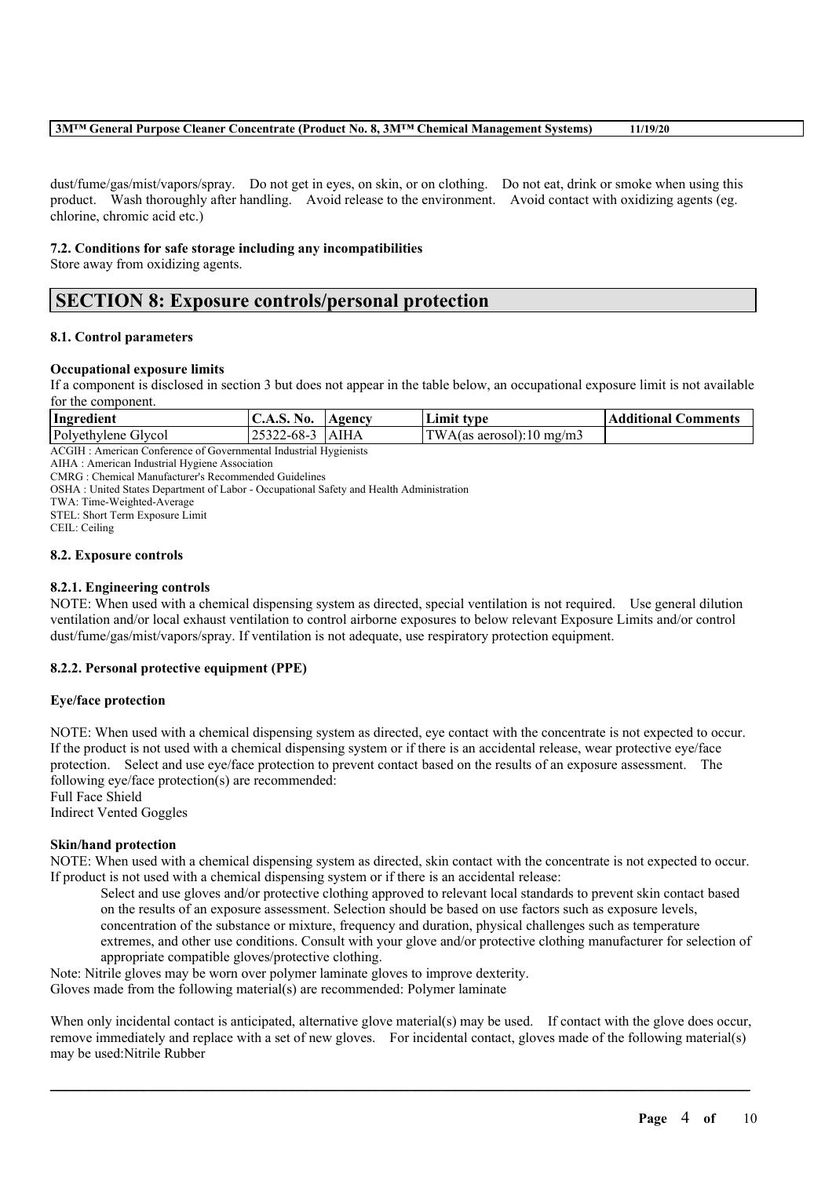dust/fume/gas/mist/vapors/spray. Do not get in eyes, on skin, or on clothing. Do not eat, drink or smoke when using this product. Wash thoroughly after handling. Avoid release to the environment. Avoid contact with oxidizing agents (eg. chlorine, chromic acid etc.)

### 7.2. Conditions for safe storage including any incompatibilities

Store away from oxidizing agents.

## SECTION 8: Exposure controls/personal protection

### 8.1. Control parameters

**Occupational exposure limits**

If a component is disclosed in section 3 but does not appear in the table below, an occupational exposure limit is not available for the component.

| Ingredient | C.A.S. No. | Agency | Limit type | Additional Comments |
|---|---|---|---|---|
| Polyethylene Glycol | 25322-68-3 | AIHA | TWA(as aerosol):10 mg/m3 | |

ACGIH : American Conference of Governmental Industrial Hygienists
AIHA : American Industrial Hygiene Association
CMRG : Chemical Manufacturer's Recommended Guidelines
OSHA : United States Department of Labor - Occupational Safety and Health Administration
TWA: Time-Weighted-Average
STEL: Short Term Exposure Limit
CEIL: Ceiling

### 8.2. Exposure controls

#### 8.2.1. Engineering controls

NOTE: When used with a chemical dispensing system as directed, special ventilation is not required. Use general dilution ventilation and/or local exhaust ventilation to control airborne exposures to below relevant Exposure Limits and/or control dust/fume/gas/mist/vapors/spray. If ventilation is not adequate, use respiratory protection equipment.

#### 8.2.2. Personal protective equipment (PPE)

**Eye/face protection**

NOTE: When used with a chemical dispensing system as directed, eye contact with the concentrate is not expected to occur. If the product is not used with a chemical dispensing system or if there is an accidental release, wear protective eye/face protection. Select and use eye/face protection to prevent contact based on the results of an exposure assessment. The following eye/face protection(s) are recommended:
Full Face Shield
Indirect Vented Goggles

**Skin/hand protection**

NOTE: When used with a chemical dispensing system as directed, skin contact with the concentrate is not expected to occur. If product is not used with a chemical dispensing system or if there is an accidental release:

> Select and use gloves and/or protective clothing approved to relevant local standards to prevent skin contact based on the results of an exposure assessment. Selection should be based on use factors such as exposure levels, concentration of the substance or mixture, frequency and duration, physical challenges such as temperature extremes, and other use conditions. Consult with your glove and/or protective clothing manufacturer for selection of appropriate compatible gloves/protective clothing.

Note: Nitrile gloves may be worn over polymer laminate gloves to improve dexterity.
Gloves made from the following material(s) are recommended: Polymer laminate

When only incidental contact is anticipated, alternative glove material(s) may be used. If contact with the glove does occur, remove immediately and replace with a set of new gloves. For incidental contact, gloves made of the following material(s) may be used:Nitrile Rubber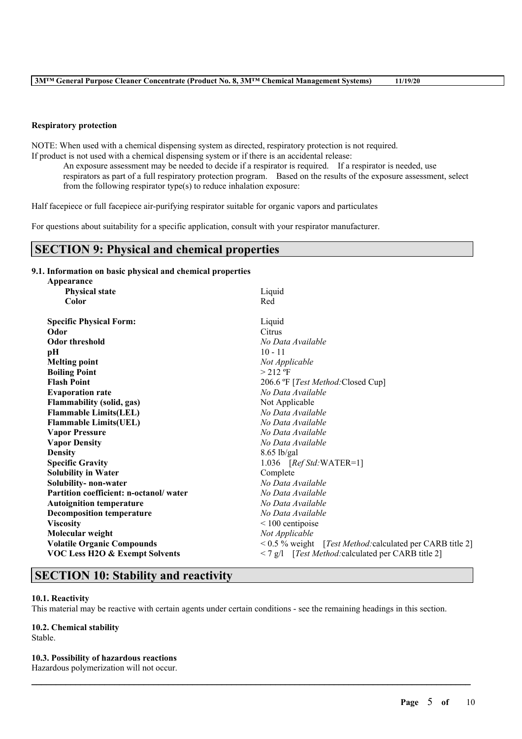**Respiratory protection**

NOTE: When used with a chemical dispensing system as directed, respiratory protection is not required.
If product is not used with a chemical dispensing system or if there is an accidental release:

An exposure assessment may be needed to decide if a respirator is required. If a respirator is needed, use respirators as part of a full respiratory protection program. Based on the results of the exposure assessment, select from the following respirator type(s) to reduce inhalation exposure:

Half facepiece or full facepiece air-purifying respirator suitable for organic vapors and particulates

For questions about suitability for a specific application, consult with your respirator manufacturer.

## SECTION 9: Physical and chemical properties

### 9.1. Information on basic physical and chemical properties

| Property | Value |
|---|---|
| **Appearance** | |
| **Physical state** | Liquid |
| **Color** | Red |
| **Specific Physical Form:** | Liquid |
| **Odor** | Citrus |
| **Odor threshold** | *No Data Available* |
| **pH** | 10 - 11 |
| **Melting point** | *Not Applicable* |
| **Boiling Point** | > 212 ºF |
| **Flash Point** | 206.6 ºF [*Test Method:*Closed Cup] |
| **Evaporation rate** | *No Data Available* |
| **Flammability (solid, gas)** | Not Applicable |
| **Flammable Limits(LEL)** | *No Data Available* |
| **Flammable Limits(UEL)** | *No Data Available* |
| **Vapor Pressure** | *No Data Available* |
| **Vapor Density** | *No Data Available* |
| **Density** | 8.65 lb/gal |
| **Specific Gravity** | 1.036 [*Ref Std:*WATER=1] |
| **Solubility in Water** | Complete |
| **Solubility- non-water** | *No Data Available* |
| **Partition coefficient: n-octanol/ water** | *No Data Available* |
| **Autoignition temperature** | *No Data Available* |
| **Decomposition temperature** | *No Data Available* |
| **Viscosity** | < 100 centipoise |
| **Molecular weight** | *Not Applicable* |
| **Volatile Organic Compounds** | < 0.5 % weight [*Test Method:*calculated per CARB title 2] |
| **VOC Less H2O & Exempt Solvents** | < 7 g/l [*Test Method:*calculated per CARB title 2] |

## SECTION 10: Stability and reactivity

**10.1. Reactivity**

This material may be reactive with certain agents under certain conditions - see the remaining headings in this section.

**10.2. Chemical stability**

Stable.

**10.3. Possibility of hazardous reactions**

Hazardous polymerization will not occur.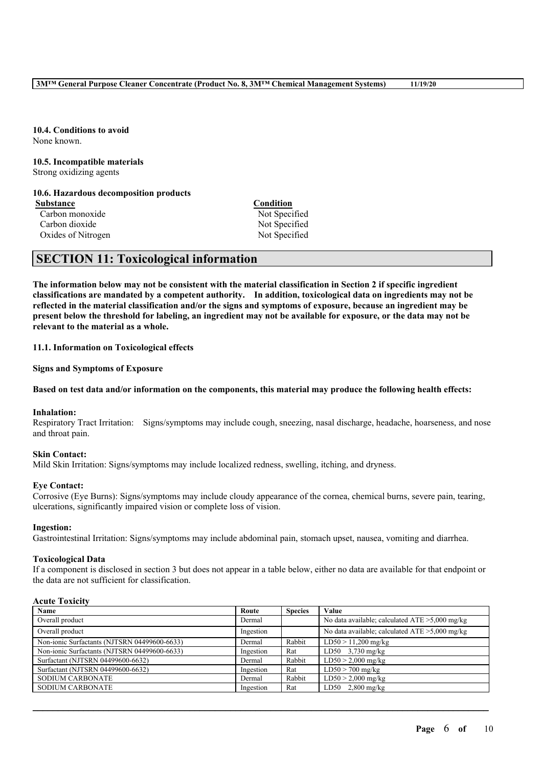### 10.4. Conditions to avoid

None known.

### 10.5. Incompatible materials

Strong oxidizing agents

### 10.6. Hazardous decomposition products

| Substance | Condition |
|---|---|
| Carbon monoxide | Not Specified |
| Carbon dioxide | Not Specified |
| Oxides of Nitrogen | Not Specified |

## SECTION 11: Toxicological information

**The information below may not be consistent with the material classification in Section 2 if specific ingredient classifications are mandated by a competent authority. In addition, toxicological data on ingredients may not be reflected in the material classification and/or the signs and symptoms of exposure, because an ingredient may be present below the threshold for labeling, an ingredient may not be available for exposure, or the data may not be relevant to the material as a whole.**

### 11.1. Information on Toxicological effects

**Signs and Symptoms of Exposure**

**Based on test data and/or information on the components, this material may produce the following health effects:**

**Inhalation:**

Respiratory Tract Irritation: Signs/symptoms may include cough, sneezing, nasal discharge, headache, hoarseness, and nose and throat pain.

**Skin Contact:**

Mild Skin Irritation: Signs/symptoms may include localized redness, swelling, itching, and dryness.

**Eye Contact:**

Corrosive (Eye Burns): Signs/symptoms may include cloudy appearance of the cornea, chemical burns, severe pain, tearing, ulcerations, significantly impaired vision or complete loss of vision.

**Ingestion:**

Gastrointestinal Irritation: Signs/symptoms may include abdominal pain, stomach upset, nausea, vomiting and diarrhea.

**Toxicological Data**

If a component is disclosed in section 3 but does not appear in a table below, either no data are available for that endpoint or the data are not sufficient for classification.

**Acute Toxicity**

| Name | Route | Species | Value |
|---|---|---|---|
| Overall product | Dermal | | No data available; calculated ATE >5,000 mg/kg |
| Overall product | Ingestion | | No data available; calculated ATE >5,000 mg/kg |
| Non-ionic Surfactants (NJTSRN 04499600-6633) | Dermal | Rabbit | LD50 > 11,200 mg/kg |
| Non-ionic Surfactants (NJTSRN 04499600-6633) | Ingestion | Rat | LD50 3,730 mg/kg |
| Surfactant (NJTSRN 04499600-6632) | Dermal | Rabbit | LD50 > 2,000 mg/kg |
| Surfactant (NJTSRN 04499600-6632) | Ingestion | Rat | LD50 > 700 mg/kg |
| SODIUM CARBONATE | Dermal | Rabbit | LD50 > 2,000 mg/kg |
| SODIUM CARBONATE | Ingestion | Rat | LD50 2,800 mg/kg |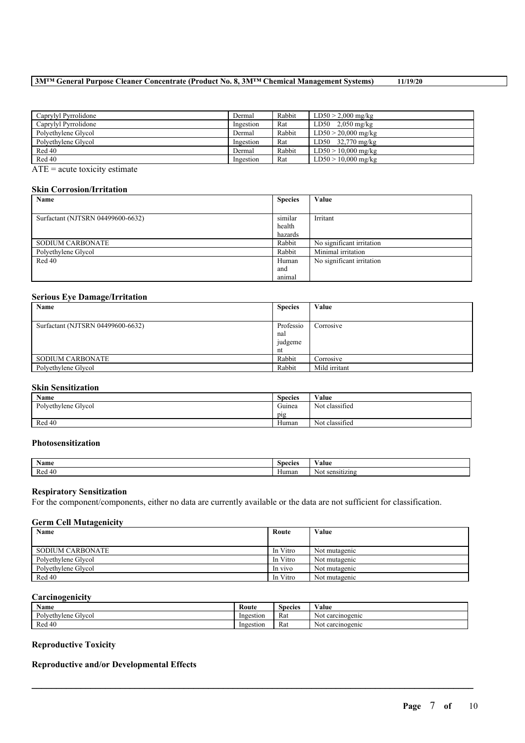| Caprylyl Pyrrolidone | Dermal | Rabbit | LD50 > 2,000 mg/kg |
|---|---|---|---|
| Caprylyl Pyrrolidone | Ingestion | Rat | LD50 2,050 mg/kg |
| Polyethylene Glycol | Dermal | Rabbit | LD50 > 20,000 mg/kg |
| Polyethylene Glycol | Ingestion | Rat | LD50 32,770 mg/kg |
| Red 40 | Dermal | Rabbit | LD50 > 10,000 mg/kg |
| Red 40 | Ingestion | Rat | LD50 > 10,000 mg/kg |

ATE = acute toxicity estimate

### Skin Corrosion/Irritation

| Name | Species | Value |
|---|---|---|
| Surfactant (NJTSRN 04499600-6632) | similar health hazards | Irritant |
| SODIUM CARBONATE | Rabbit | No significant irritation |
| Polyethylene Glycol | Rabbit | Minimal irritation |
| Red 40 | Human and animal | No significant irritation |

### Serious Eye Damage/Irritation

| Name | Species | Value |
|---|---|---|
| Surfactant (NJTSRN 04499600-6632) | Professional judgement | Corrosive |
| SODIUM CARBONATE | Rabbit | Corrosive |
| Polyethylene Glycol | Rabbit | Mild irritant |

### Skin Sensitization

| Name | Species | Value |
|---|---|---|
| Polyethylene Glycol | Guinea pig | Not classified |
| Red 40 | Human | Not classified |

### Photosensitization

| Name | Species | Value |
|---|---|---|
| Red 40 | Human | Not sensitizing |

### Respiratory Sensitization

For the component/components, either no data are currently available or the data are not sufficient for classification.

### Germ Cell Mutagenicity

| Name | Route | Value |
|---|---|---|
| SODIUM CARBONATE | In Vitro | Not mutagenic |
| Polyethylene Glycol | In Vitro | Not mutagenic |
| Polyethylene Glycol | In vivo | Not mutagenic |
| Red 40 | In Vitro | Not mutagenic |

### Carcinogenicity

| Name | Route | Species | Value |
|---|---|---|---|
| Polyethylene Glycol | Ingestion | Rat | Not carcinogenic |
| Red 40 | Ingestion | Rat | Not carcinogenic |

### Reproductive Toxicity

### Reproductive and/or Developmental Effects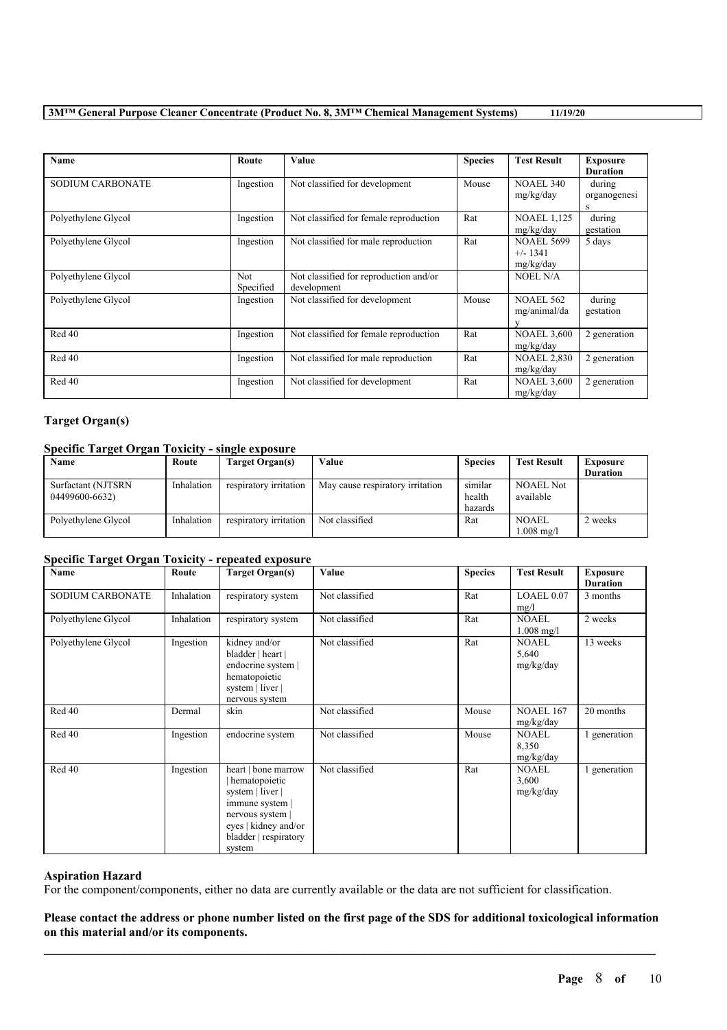| Name | Route | Value | Species | Test Result | Exposure Duration |
| --- | --- | --- | --- | --- | --- |
| SODIUM CARBONATE | Ingestion | Not classified for development | Mouse | NOAEL 340 mg/kg/day | during organogenesis |
| Polyethylene Glycol | Ingestion | Not classified for female reproduction | Rat | NOAEL 1,125 mg/kg/day | during gestation |
| Polyethylene Glycol | Ingestion | Not classified for male reproduction | Rat | NOAEL 5699 +/- 1341 mg/kg/day | 5 days |
| Polyethylene Glycol | Not Specified | Not classified for reproduction and/or development | | NOEL N/A | |
| Polyethylene Glycol | Ingestion | Not classified for development | Mouse | NOAEL 562 mg/animal/day | during gestation |
| Red 40 | Ingestion | Not classified for female reproduction | Rat | NOAEL 3,600 mg/kg/day | 2 generation |
| Red 40 | Ingestion | Not classified for male reproduction | Rat | NOAEL 2,830 mg/kg/day | 2 generation |
| Red 40 | Ingestion | Not classified for development | Rat | NOAEL 3,600 mg/kg/day | 2 generation |

### Target Organ(s)

#### Specific Target Organ Toxicity - single exposure

| Name | Route | Target Organ(s) | Value | Species | Test Result | Exposure Duration |
| --- | --- | --- | --- | --- | --- | --- |
| Surfactant (NJTSRN 04499600-6632) | Inhalation | respiratory irritation | May cause respiratory irritation | similar health hazards | NOAEL Not available | |
| Polyethylene Glycol | Inhalation | respiratory irritation | Not classified | Rat | NOAEL 1.008 mg/l | 2 weeks |

#### Specific Target Organ Toxicity - repeated exposure

| Name | Route | Target Organ(s) | Value | Species | Test Result | Exposure Duration |
| --- | --- | --- | --- | --- | --- | --- |
| SODIUM CARBONATE | Inhalation | respiratory system | Not classified | Rat | LOAEL 0.07 mg/l | 3 months |
| Polyethylene Glycol | Inhalation | respiratory system | Not classified | Rat | NOAEL 1.008 mg/l | 2 weeks |
| Polyethylene Glycol | Ingestion | kidney and/or bladder \| heart \| endocrine system \| hematopoietic system \| liver \| nervous system | Not classified | Rat | NOAEL 5,640 mg/kg/day | 13 weeks |
| Red 40 | Dermal | skin | Not classified | Mouse | NOAEL 167 mg/kg/day | 20 months |
| Red 40 | Ingestion | endocrine system | Not classified | Mouse | NOAEL 8,350 mg/kg/day | 1 generation |
| Red 40 | Ingestion | heart \| bone marrow \| hematopoietic system \| liver \| immune system \| nervous system \| eyes \| kidney and/or bladder \| respiratory system | Not classified | Rat | NOAEL 3,600 mg/kg/day | 1 generation |

### Aspiration Hazard

For the component/components, either no data are currently available or the data are not sufficient for classification.

**Please contact the address or phone number listed on the first page of the SDS for additional toxicological information on this material and/or its components.**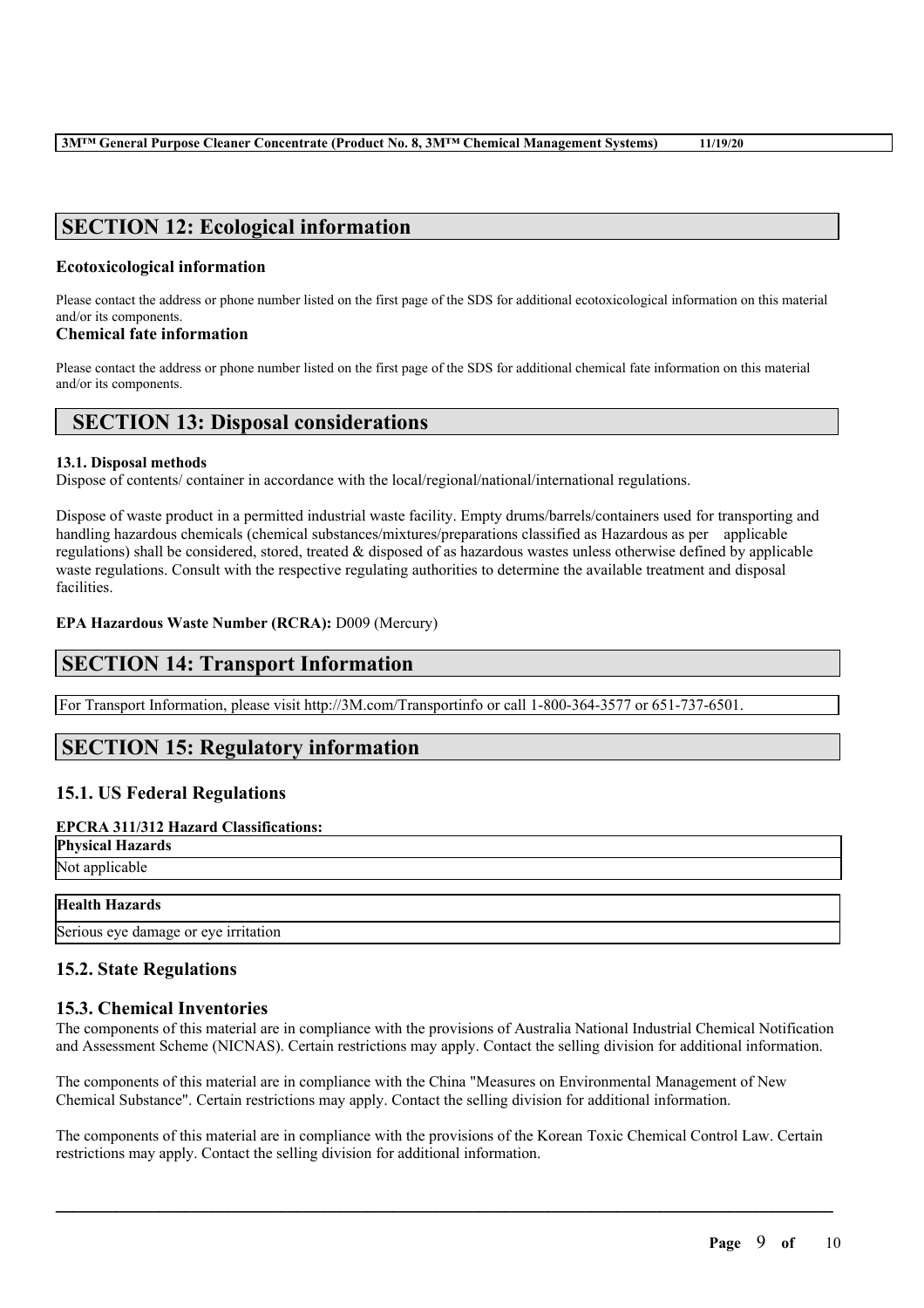## SECTION 12: Ecological information

### Ecotoxicological information

Please contact the address or phone number listed on the first page of the SDS for additional ecotoxicological information on this material and/or its components.

### Chemical fate information

Please contact the address or phone number listed on the first page of the SDS for additional chemical fate information on this material and/or its components.

## SECTION 13: Disposal considerations

#### 13.1. Disposal methods

Dispose of contents/ container in accordance with the local/regional/national/international regulations.

Dispose of waste product in a permitted industrial waste facility. Empty drums/barrels/containers used for transporting and handling hazardous chemicals (chemical substances/mixtures/preparations classified as Hazardous as per applicable regulations) shall be considered, stored, treated & disposed of as hazardous wastes unless otherwise defined by applicable waste regulations. Consult with the respective regulating authorities to determine the available treatment and disposal facilities.

**EPA Hazardous Waste Number (RCRA):** D009 (Mercury)

## SECTION 14: Transport Information

For Transport Information, please visit http://3M.com/Transportinfo or call 1-800-364-3577 or 651-737-6501.

## SECTION 15: Regulatory information

### 15.1. US Federal Regulations

**EPCRA 311/312 Hazard Classifications:**

| Physical Hazards |
| --- |
| Not applicable |

| Health Hazards |
| --- |
| Serious eye damage or eye irritation |

### 15.2. State Regulations

### 15.3. Chemical Inventories

The components of this material are in compliance with the provisions of Australia National Industrial Chemical Notification and Assessment Scheme (NICNAS). Certain restrictions may apply. Contact the selling division for additional information.

The components of this material are in compliance with the China "Measures on Environmental Management of New Chemical Substance". Certain restrictions may apply. Contact the selling division for additional information.

The components of this material are in compliance with the provisions of the Korean Toxic Chemical Control Law. Certain restrictions may apply. Contact the selling division for additional information.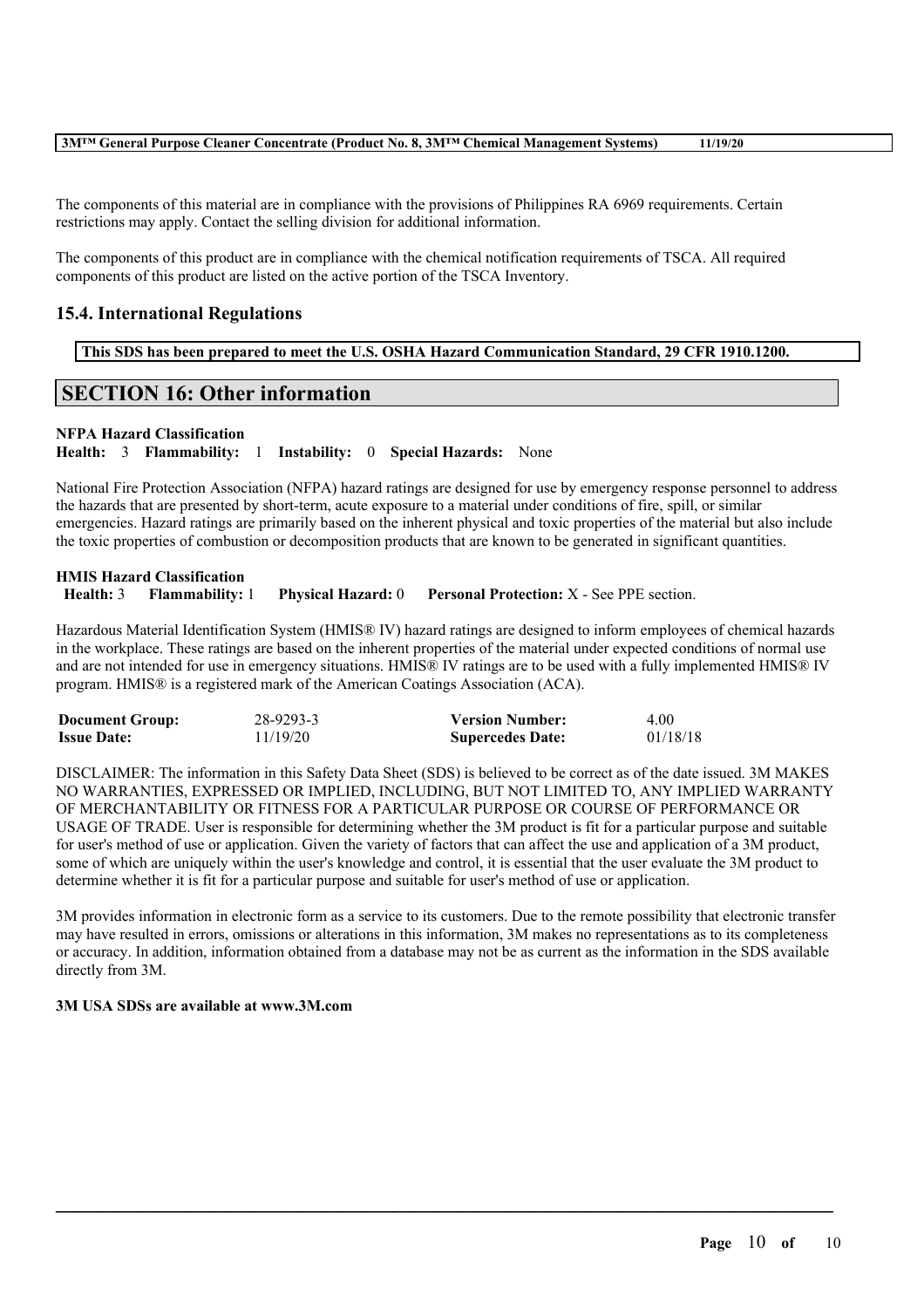The components of this material are in compliance with the provisions of Philippines RA 6969 requirements. Certain restrictions may apply. Contact the selling division for additional information.

The components of this product are in compliance with the chemical notification requirements of TSCA. All required components of this product are listed on the active portion of the TSCA Inventory.

### 15.4. International Regulations

**This SDS has been prepared to meet the U.S. OSHA Hazard Communication Standard, 29 CFR 1910.1200.**

## SECTION 16: Other information

**NFPA Hazard Classification**
**Health:** 3 **Flammability:** 1 **Instability:** 0 **Special Hazards:** None

National Fire Protection Association (NFPA) hazard ratings are designed for use by emergency response personnel to address the hazards that are presented by short-term, acute exposure to a material under conditions of fire, spill, or similar emergencies. Hazard ratings are primarily based on the inherent physical and toxic properties of the material but also include the toxic properties of combustion or decomposition products that are known to be generated in significant quantities.

**HMIS Hazard Classification**
**Health:** 3 **Flammability:** 1 **Physical Hazard:** 0 **Personal Protection:** X - See PPE section.

Hazardous Material Identification System (HMIS® IV) hazard ratings are designed to inform employees of chemical hazards in the workplace. These ratings are based on the inherent properties of the material under expected conditions of normal use and are not intended for use in emergency situations. HMIS® IV ratings are to be used with a fully implemented HMIS® IV program. HMIS® is a registered mark of the American Coatings Association (ACA).

| | | | |
|---|---|---|---|
| **Document Group:** | 28-9293-3 | **Version Number:** | 4.00 |
| **Issue Date:** | 11/19/20 | **Supercedes Date:** | 01/18/18 |

DISCLAIMER: The information in this Safety Data Sheet (SDS) is believed to be correct as of the date issued. 3M MAKES NO WARRANTIES, EXPRESSED OR IMPLIED, INCLUDING, BUT NOT LIMITED TO, ANY IMPLIED WARRANTY OF MERCHANTABILITY OR FITNESS FOR A PARTICULAR PURPOSE OR COURSE OF PERFORMANCE OR USAGE OF TRADE. User is responsible for determining whether the 3M product is fit for a particular purpose and suitable for user's method of use or application. Given the variety of factors that can affect the use and application of a 3M product, some of which are uniquely within the user's knowledge and control, it is essential that the user evaluate the 3M product to determine whether it is fit for a particular purpose and suitable for user's method of use or application.

3M provides information in electronic form as a service to its customers. Due to the remote possibility that electronic transfer may have resulted in errors, omissions or alterations in this information, 3M makes no representations as to its completeness or accuracy. In addition, information obtained from a database may not be as current as the information in the SDS available directly from 3M.

**3M USA SDSs are available at www.3M.com**